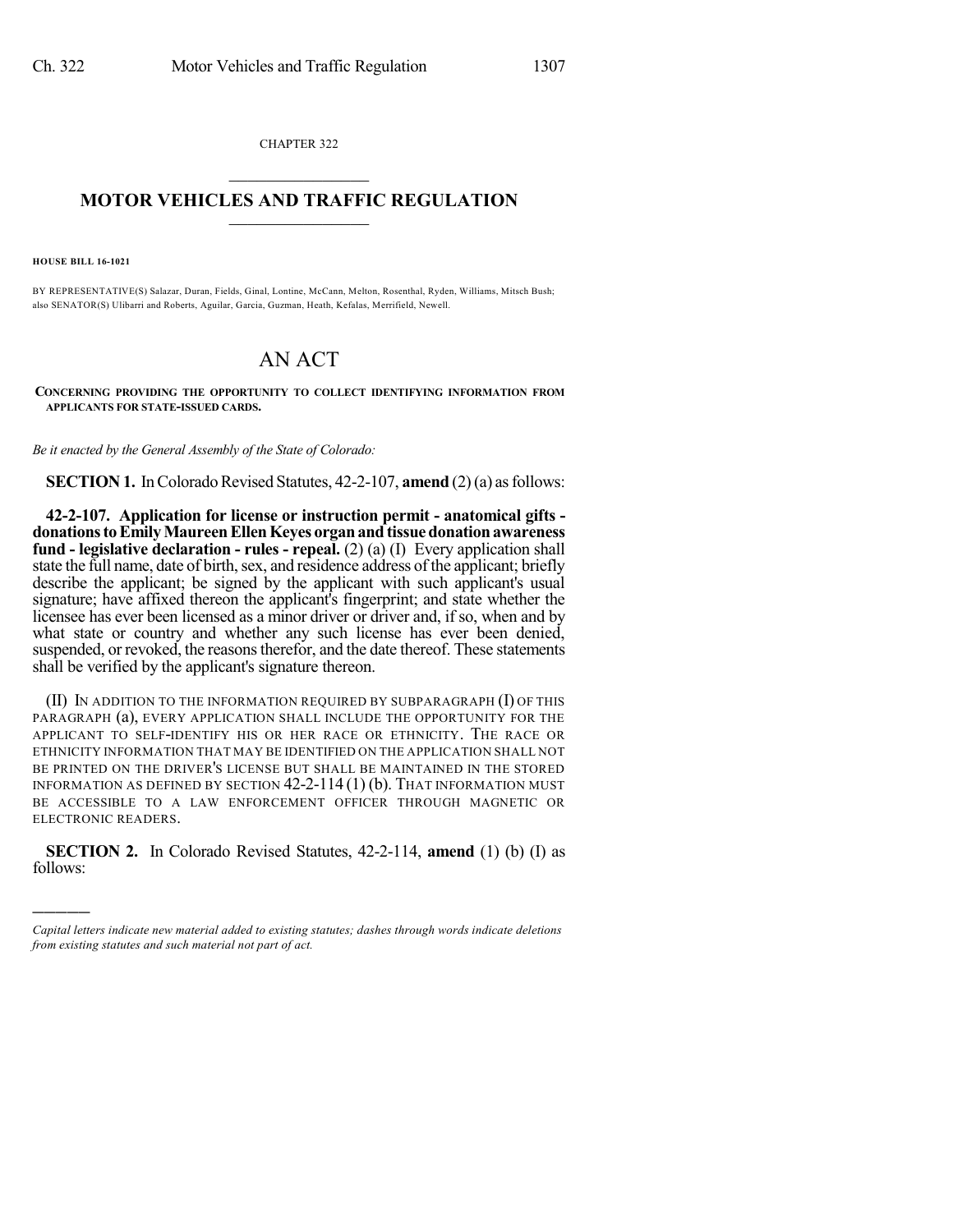CHAPTER 322

# MOTOR VEHICLES AND TRAFFIC REGULATION

**HOUSE BILL 16-1021**

BY REPRESENTATIVE(S) Salazar, Duran, Fields, Ginal, Lontine, McCann, Melton, Rosenthal, Ryden, Williams, Mitsch Bush; also SENATOR(S) Ulibarri and Roberts, Aguilar, Garcia, Guzman, Heath, Kefalas, Merrifield, Newell.

# AN ACT

**CONCERNING PROVIDING THE OPPORTUNITY TO COLLECT IDENTIFYING INFORMATION FROM APPLICANTS FOR STATE-ISSUED CARDS.**

*Be it enacted by the General Assembly of the State of Colorado:*

**SECTION 1.** In Colorado Revised Statutes, 42-2-107, **amend** (2) (a) as follows:

**42-2-107. Application for license or instruction permit - anatomical gifts - donations to Emily Maureen Ellen Keyes organ and tissue donation awareness fund - legislative declaration - rules - repeal.** (2) (a) (I) Every application shall state the full name, date of birth, sex, and residence address of the applicant; briefly describe the applicant; be signed by the applicant with such applicant's usual signature; have affixed thereon the applicant's fingerprint; and state whether the licensee has ever been licensed as a minor driver or driver and, if so, when and by what state or country and whether any such license has ever been denied, suspended, or revoked, the reasons therefor, and the date thereof. These statements shall be verified by the applicant's signature thereon.

(II) IN ADDITION TO THE INFORMATION REQUIRED BY SUBPARAGRAPH (I) OF THIS PARAGRAPH (a), EVERY APPLICATION SHALL INCLUDE THE OPPORTUNITY FOR THE APPLICANT TO SELF-IDENTIFY HIS OR HER RACE OR ETHNICITY. THE RACE OR ETHNICITY INFORMATION THAT MAY BE IDENTIFIED ON THE APPLICATION SHALL NOT BE PRINTED ON THE DRIVER'S LICENSE BUT SHALL BE MAINTAINED IN THE STORED INFORMATION AS DEFINED BY SECTION 42-2-114 (1) (b). THAT INFORMATION MUST BE ACCESSIBLE TO A LAW ENFORCEMENT OFFICER THROUGH MAGNETIC OR ELECTRONIC READERS.

**SECTION 2.** In Colorado Revised Statutes, 42-2-114, **amend** (1) (b) (I) as follows:

---

*Capital letters indicate new material added to existing statutes; dashes through words indicate deletions from existing statutes and such material not part of act.*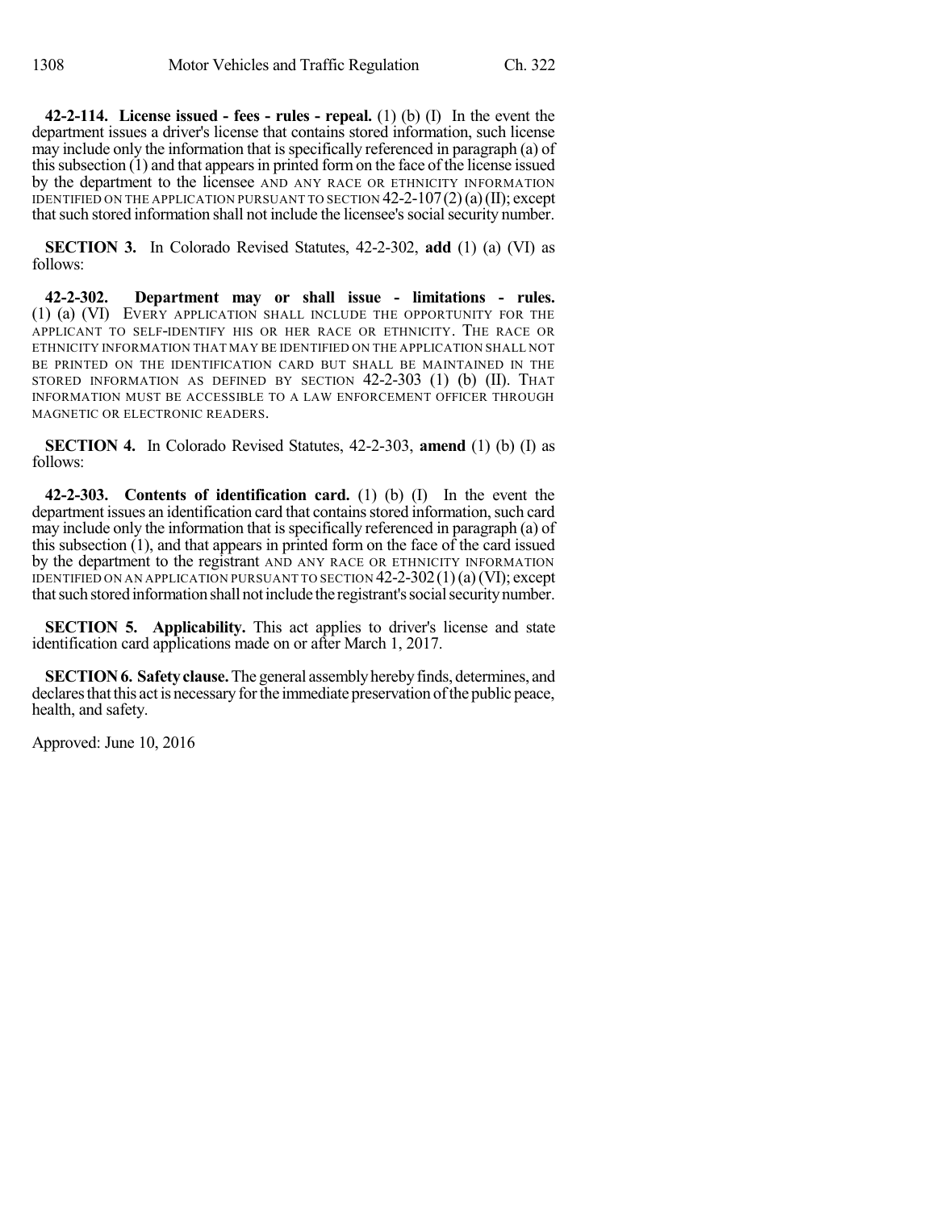**42-2-114. License issued - fees - rules - repeal.** (1) (b) (I) In the event the department issues a driver's license that contains stored information, such license may include only the information that is specifically referenced in paragraph (a) of this subsection (1) and that appears in printed form on the face of the license issued by the department to the licensee AND ANY RACE OR ETHNICITY INFORMATION IDENTIFIED ON THE APPLICATION PURSUANT TO SECTION 42-2-107 (2) (a) (II); except that such stored information shall not include the licensee's social security number.

**SECTION 3.** In Colorado Revised Statutes, 42-2-302, **add** (1) (a) (VI) as follows:

**42-2-302. Department may or shall issue - limitations - rules.** (1) (a) (VI) EVERY APPLICATION SHALL INCLUDE THE OPPORTUNITY FOR THE APPLICANT TO SELF-IDENTIFY HIS OR HER RACE OR ETHNICITY. THE RACE OR ETHNICITY INFORMATION THAT MAY BE IDENTIFIED ON THE APPLICATION SHALL NOT BE PRINTED ON THE IDENTIFICATION CARD BUT SHALL BE MAINTAINED IN THE STORED INFORMATION AS DEFINED BY SECTION 42-2-303 (1) (b) (II). THAT INFORMATION MUST BE ACCESSIBLE TO A LAW ENFORCEMENT OFFICER THROUGH MAGNETIC OR ELECTRONIC READERS.

**SECTION 4.** In Colorado Revised Statutes, 42-2-303, **amend** (1) (b) (I) as follows:

**42-2-303. Contents of identification card.** (1) (b) (I) In the event the department issues an identification card that contains stored information, such card may include only the information that is specifically referenced in paragraph (a) of this subsection (1), and that appears in printed form on the face of the card issued by the department to the registrant AND ANY RACE OR ETHNICITY INFORMATION IDENTIFIED ON AN APPLICATION PURSUANT TO SECTION 42-2-302 (1) (a) (VI); except that such stored information shall not include the registrant's social security number.

**SECTION 5. Applicability.** This act applies to driver's license and state identification card applications made on or after March 1, 2017.

**SECTION 6. Safety clause.** The general assembly hereby finds, determines, and declares that this act is necessary for the immediate preservation of the public peace, health, and safety.

Approved: June 10, 2016